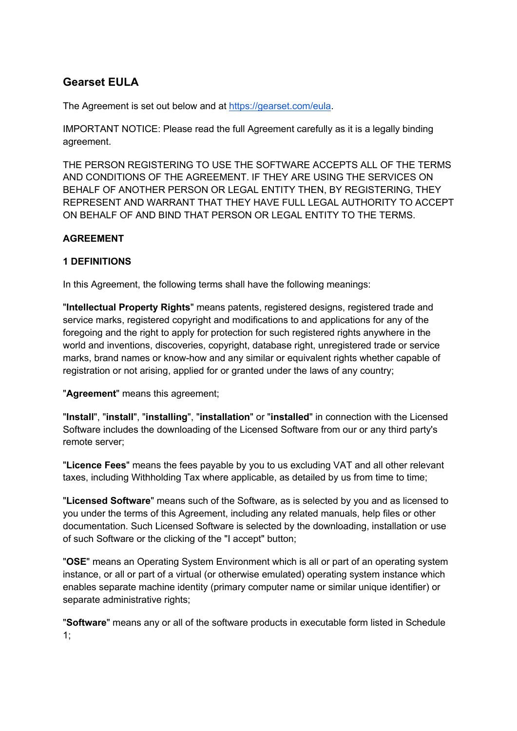# Gearset EULA

The Agreement is set out below and at [https://gearset.com/eula](https://gearset.com/eula).

IMPORTANT NOTICE: Please read the full Agreement carefully as it is a legally binding agreement.

THE PERSON REGISTERING TO USE THE SOFTWARE ACCEPTS ALL OF THE TERMS AND CONDITIONS OF THE AGREEMENT. IF THEY ARE USING THE SERVICES ON BEHALF OF ANOTHER PERSON OR LEGAL ENTITY THEN, BY REGISTERING, THEY REPRESENT AND WARRANT THAT THEY HAVE FULL LEGAL AUTHORITY TO ACCEPT ON BEHALF OF AND BIND THAT PERSON OR LEGAL ENTITY TO THE TERMS.

**AGREEMENT**

**1 DEFINITIONS**

In this Agreement, the following terms shall have the following meanings:

"**Intellectual Property Rights**" means patents, registered designs, registered trade and service marks, registered copyright and modifications to and applications for any of the foregoing and the right to apply for protection for such registered rights anywhere in the world and inventions, discoveries, copyright, database right, unregistered trade or service marks, brand names or know-how and any similar or equivalent rights whether capable of registration or not arising, applied for or granted under the laws of any country;

"**Agreement**" means this agreement;

"**Install**", "**install**", "**installing**", "**installation**" or "**installed**" in connection with the Licensed Software includes the downloading of the Licensed Software from our or any third party's remote server;

"**Licence Fees**" means the fees payable by you to us excluding VAT and all other relevant taxes, including Withholding Tax where applicable, as detailed by us from time to time;

"**Licensed Software**" means such of the Software, as is selected by you and as licensed to you under the terms of this Agreement, including any related manuals, help files or other documentation. Such Licensed Software is selected by the downloading, installation or use of such Software or the clicking of the "I accept" button;

"**OSE**" means an Operating System Environment which is all or part of an operating system instance, or all or part of a virtual (or otherwise emulated) operating system instance which enables separate machine identity (primary computer name or similar unique identifier) or separate administrative rights;

"**Software**" means any or all of the software products in executable form listed in Schedule 1;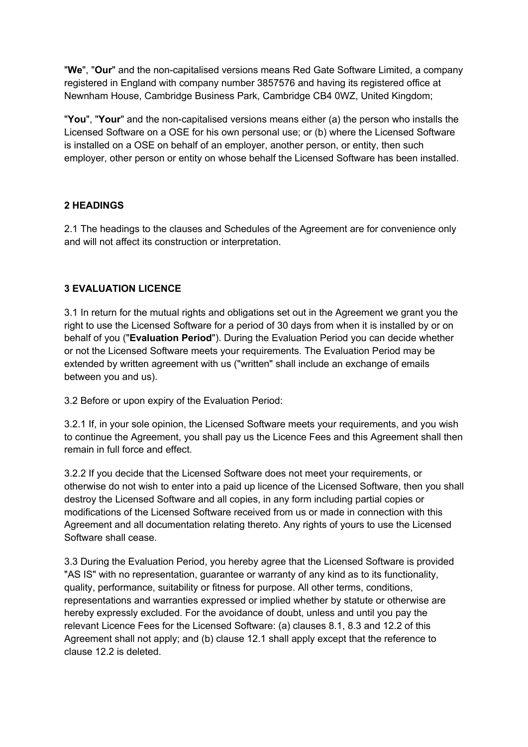"**We**", "**Our**" and the non-capitalised versions means Red Gate Software Limited, a company registered in England with company number 3857576 and having its registered office at Newnham House, Cambridge Business Park, Cambridge CB4 0WZ, United Kingdom;

"**You**", "**Your**" and the non-capitalised versions means either (a) the person who installs the Licensed Software on a OSE for his own personal use; or (b) where the Licensed Software is installed on a OSE on behalf of an employer, another person, or entity, then such employer, other person or entity on whose behalf the Licensed Software has been installed.

## 2 HEADINGS

2.1 The headings to the clauses and Schedules of the Agreement are for convenience only and will not affect its construction or interpretation.

## 3 EVALUATION LICENCE

3.1 In return for the mutual rights and obligations set out in the Agreement we grant you the right to use the Licensed Software for a period of 30 days from when it is installed by or on behalf of you ("**Evaluation Period**"). During the Evaluation Period you can decide whether or not the Licensed Software meets your requirements. The Evaluation Period may be extended by written agreement with us ("written" shall include an exchange of emails between you and us).

3.2 Before or upon expiry of the Evaluation Period:

3.2.1 If, in your sole opinion, the Licensed Software meets your requirements, and you wish to continue the Agreement, you shall pay us the Licence Fees and this Agreement shall then remain in full force and effect.

3.2.2 If you decide that the Licensed Software does not meet your requirements, or otherwise do not wish to enter into a paid up licence of the Licensed Software, then you shall destroy the Licensed Software and all copies, in any form including partial copies or modifications of the Licensed Software received from us or made in connection with this Agreement and all documentation relating thereto. Any rights of yours to use the Licensed Software shall cease.

3.3 During the Evaluation Period, you hereby agree that the Licensed Software is provided "AS IS" with no representation, guarantee or warranty of any kind as to its functionality, quality, performance, suitability or fitness for purpose. All other terms, conditions, representations and warranties expressed or implied whether by statute or otherwise are hereby expressly excluded. For the avoidance of doubt, unless and until you pay the relevant Licence Fees for the Licensed Software: (a) clauses 8.1, 8.3 and 12.2 of this Agreement shall not apply; and (b) clause 12.1 shall apply except that the reference to clause 12.2 is deleted.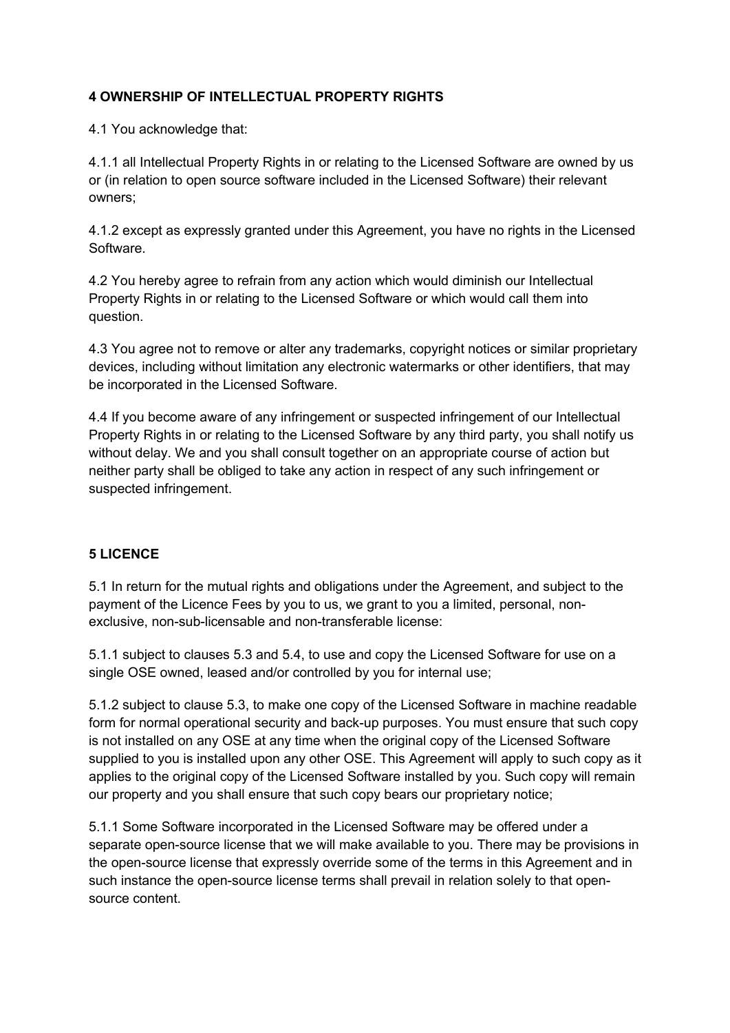**4 OWNERSHIP OF INTELLECTUAL PROPERTY RIGHTS**

4.1 You acknowledge that:

4.1.1 all Intellectual Property Rights in or relating to the Licensed Software are owned by us or (in relation to open source software included in the Licensed Software) their relevant owners;

4.1.2 except as expressly granted under this Agreement, you have no rights in the Licensed Software.

4.2 You hereby agree to refrain from any action which would diminish our Intellectual Property Rights in or relating to the Licensed Software or which would call them into question.

4.3 You agree not to remove or alter any trademarks, copyright notices or similar proprietary devices, including without limitation any electronic watermarks or other identifiers, that may be incorporated in the Licensed Software.

4.4 If you become aware of any infringement or suspected infringement of our Intellectual Property Rights in or relating to the Licensed Software by any third party, you shall notify us without delay. We and you shall consult together on an appropriate course of action but neither party shall be obliged to take any action in respect of any such infringement or suspected infringement.

**5 LICENCE**

5.1 In return for the mutual rights and obligations under the Agreement, and subject to the payment of the Licence Fees by you to us, we grant to you a limited, personal, non-exclusive, non-sub-licensable and non-transferable license:

5.1.1 subject to clauses 5.3 and 5.4, to use and copy the Licensed Software for use on a single OSE owned, leased and/or controlled by you for internal use;

5.1.2 subject to clause 5.3, to make one copy of the Licensed Software in machine readable form for normal operational security and back-up purposes. You must ensure that such copy is not installed on any OSE at any time when the original copy of the Licensed Software supplied to you is installed upon any other OSE. This Agreement will apply to such copy as it applies to the original copy of the Licensed Software installed by you. Such copy will remain our property and you shall ensure that such copy bears our proprietary notice;

5.1.1 Some Software incorporated in the Licensed Software may be offered under a separate open-source license that we will make available to you. There may be provisions in the open-source license that expressly override some of the terms in this Agreement and in such instance the open-source license terms shall prevail in relation solely to that open-source content.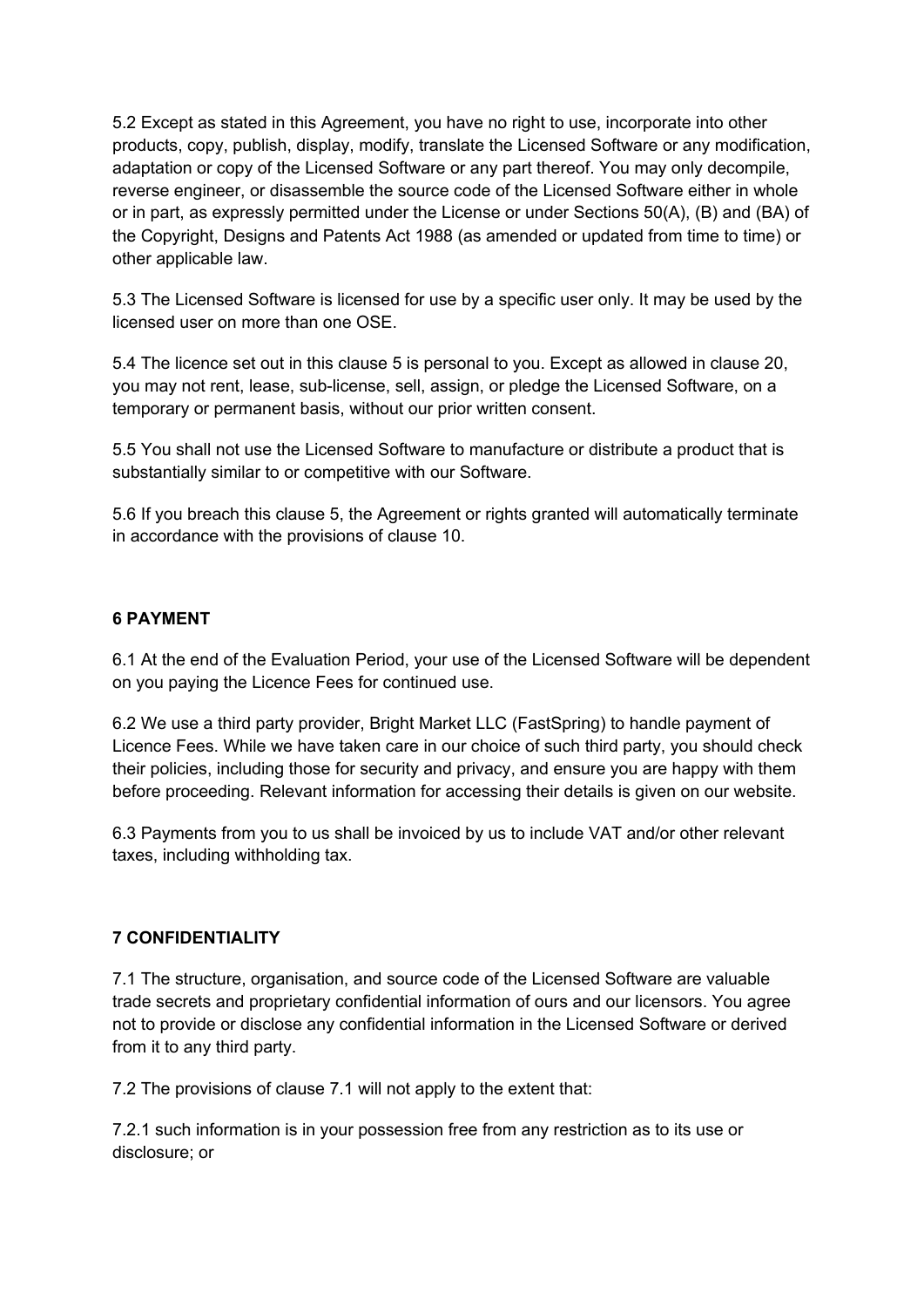5.2 Except as stated in this Agreement, you have no right to use, incorporate into other products, copy, publish, display, modify, translate the Licensed Software or any modification, adaptation or copy of the Licensed Software or any part thereof. You may only decompile, reverse engineer, or disassemble the source code of the Licensed Software either in whole or in part, as expressly permitted under the License or under Sections 50(A), (B) and (BA) of the Copyright, Designs and Patents Act 1988 (as amended or updated from time to time) or other applicable law.

5.3 The Licensed Software is licensed for use by a specific user only. It may be used by the licensed user on more than one OSE.

5.4 The licence set out in this clause 5 is personal to you. Except as allowed in clause 20, you may not rent, lease, sub-license, sell, assign, or pledge the Licensed Software, on a temporary or permanent basis, without our prior written consent.

5.5 You shall not use the Licensed Software to manufacture or distribute a product that is substantially similar to or competitive with our Software.

5.6 If you breach this clause 5, the Agreement or rights granted will automatically terminate in accordance with the provisions of clause 10.

## 6 PAYMENT

6.1 At the end of the Evaluation Period, your use of the Licensed Software will be dependent on you paying the Licence Fees for continued use.

6.2 We use a third party provider, Bright Market LLC (FastSpring) to handle payment of Licence Fees. While we have taken care in our choice of such third party, you should check their policies, including those for security and privacy, and ensure you are happy with them before proceeding. Relevant information for accessing their details is given on our website.

6.3 Payments from you to us shall be invoiced by us to include VAT and/or other relevant taxes, including withholding tax.

## 7 CONFIDENTIALITY

7.1 The structure, organisation, and source code of the Licensed Software are valuable trade secrets and proprietary confidential information of ours and our licensors. You agree not to provide or disclose any confidential information in the Licensed Software or derived from it to any third party.

7.2 The provisions of clause 7.1 will not apply to the extent that:

7.2.1 such information is in your possession free from any restriction as to its use or disclosure; or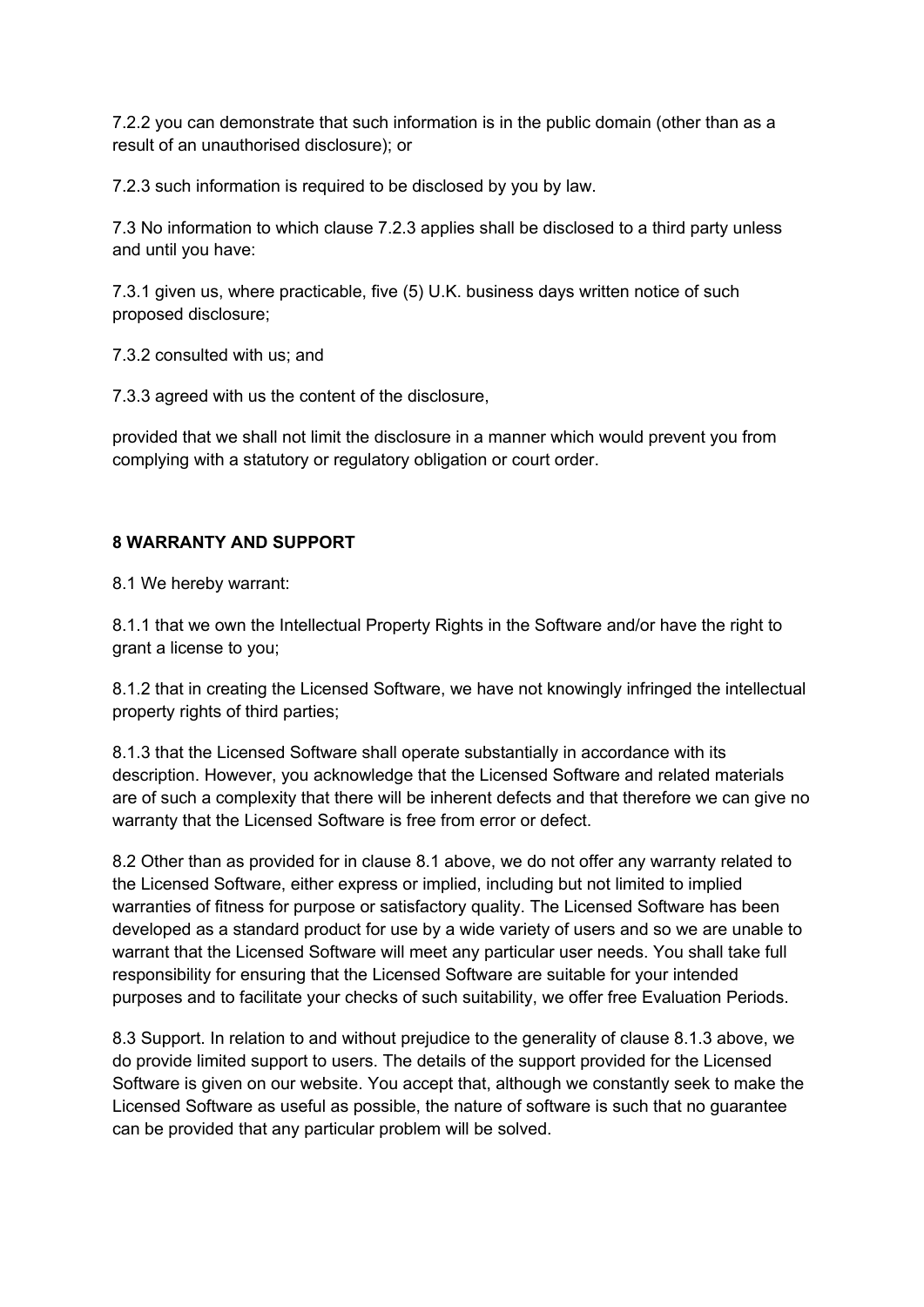7.2.2 you can demonstrate that such information is in the public domain (other than as a result of an unauthorised disclosure); or

7.2.3 such information is required to be disclosed by you by law.

7.3 No information to which clause 7.2.3 applies shall be disclosed to a third party unless and until you have:

7.3.1 given us, where practicable, five (5) U.K. business days written notice of such proposed disclosure;

7.3.2 consulted with us; and

7.3.3 agreed with us the content of the disclosure,

provided that we shall not limit the disclosure in a manner which would prevent you from complying with a statutory or regulatory obligation or court order.

**8 WARRANTY AND SUPPORT**

8.1 We hereby warrant:

8.1.1 that we own the Intellectual Property Rights in the Software and/or have the right to grant a license to you;

8.1.2 that in creating the Licensed Software, we have not knowingly infringed the intellectual property rights of third parties;

8.1.3 that the Licensed Software shall operate substantially in accordance with its description. However, you acknowledge that the Licensed Software and related materials are of such a complexity that there will be inherent defects and that therefore we can give no warranty that the Licensed Software is free from error or defect.

8.2 Other than as provided for in clause 8.1 above, we do not offer any warranty related to the Licensed Software, either express or implied, including but not limited to implied warranties of fitness for purpose or satisfactory quality. The Licensed Software has been developed as a standard product for use by a wide variety of users and so we are unable to warrant that the Licensed Software will meet any particular user needs. You shall take full responsibility for ensuring that the Licensed Software are suitable for your intended purposes and to facilitate your checks of such suitability, we offer free Evaluation Periods.

8.3 Support. In relation to and without prejudice to the generality of clause 8.1.3 above, we do provide limited support to users. The details of the support provided for the Licensed Software is given on our website. You accept that, although we constantly seek to make the Licensed Software as useful as possible, the nature of software is such that no guarantee can be provided that any particular problem will be solved.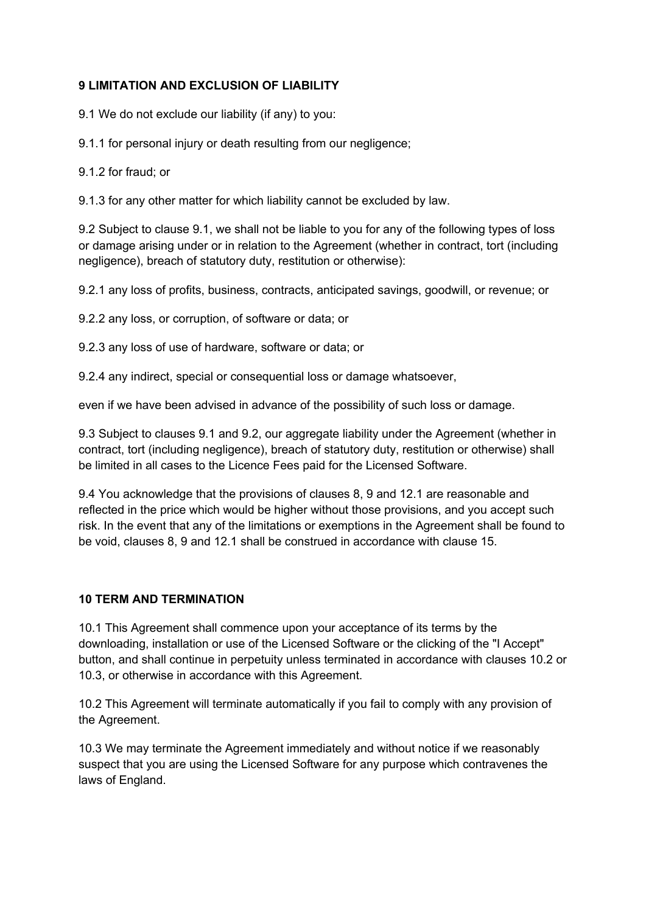## 9 LIMITATION AND EXCLUSION OF LIABILITY

9.1 We do not exclude our liability (if any) to you:

9.1.1 for personal injury or death resulting from our negligence;

9.1.2 for fraud; or

9.1.3 for any other matter for which liability cannot be excluded by law.

9.2 Subject to clause 9.1, we shall not be liable to you for any of the following types of loss or damage arising under or in relation to the Agreement (whether in contract, tort (including negligence), breach of statutory duty, restitution or otherwise):

9.2.1 any loss of profits, business, contracts, anticipated savings, goodwill, or revenue; or

9.2.2 any loss, or corruption, of software or data; or

9.2.3 any loss of use of hardware, software or data; or

9.2.4 any indirect, special or consequential loss or damage whatsoever,

even if we have been advised in advance of the possibility of such loss or damage.

9.3 Subject to clauses 9.1 and 9.2, our aggregate liability under the Agreement (whether in contract, tort (including negligence), breach of statutory duty, restitution or otherwise) shall be limited in all cases to the Licence Fees paid for the Licensed Software.

9.4 You acknowledge that the provisions of clauses 8, 9 and 12.1 are reasonable and reflected in the price which would be higher without those provisions, and you accept such risk. In the event that any of the limitations or exemptions in the Agreement shall be found to be void, clauses 8, 9 and 12.1 shall be construed in accordance with clause 15.

## 10 TERM AND TERMINATION

10.1 This Agreement shall commence upon your acceptance of its terms by the downloading, installation or use of the Licensed Software or the clicking of the "I Accept" button, and shall continue in perpetuity unless terminated in accordance with clauses 10.2 or 10.3, or otherwise in accordance with this Agreement.

10.2 This Agreement will terminate automatically if you fail to comply with any provision of the Agreement.

10.3 We may terminate the Agreement immediately and without notice if we reasonably suspect that you are using the Licensed Software for any purpose which contravenes the laws of England.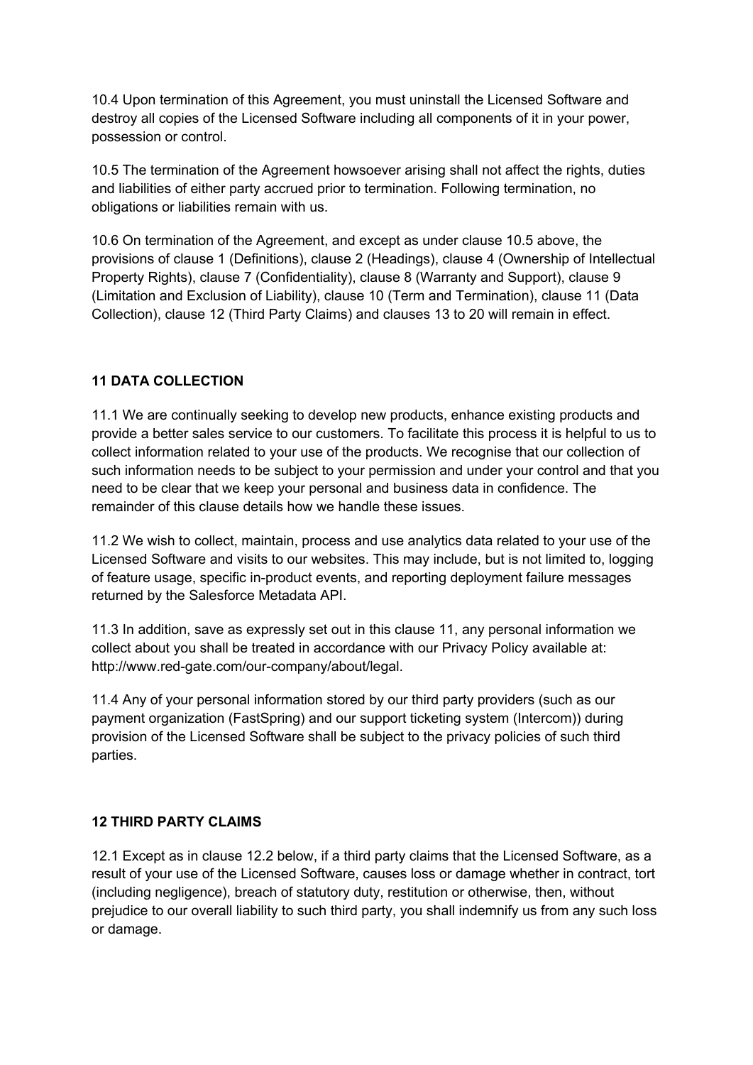10.4 Upon termination of this Agreement, you must uninstall the Licensed Software and destroy all copies of the Licensed Software including all components of it in your power, possession or control.

10.5 The termination of the Agreement howsoever arising shall not affect the rights, duties and liabilities of either party accrued prior to termination. Following termination, no obligations or liabilities remain with us.

10.6 On termination of the Agreement, and except as under clause 10.5 above, the provisions of clause 1 (Definitions), clause 2 (Headings), clause 4 (Ownership of Intellectual Property Rights), clause 7 (Confidentiality), clause 8 (Warranty and Support), clause 9 (Limitation and Exclusion of Liability), clause 10 (Term and Termination), clause 11 (Data Collection), clause 12 (Third Party Claims) and clauses 13 to 20 will remain in effect.

## 11 DATA COLLECTION

11.1 We are continually seeking to develop new products, enhance existing products and provide a better sales service to our customers. To facilitate this process it is helpful to us to collect information related to your use of the products. We recognise that our collection of such information needs to be subject to your permission and under your control and that you need to be clear that we keep your personal and business data in confidence. The remainder of this clause details how we handle these issues.

11.2 We wish to collect, maintain, process and use analytics data related to your use of the Licensed Software and visits to our websites. This may include, but is not limited to, logging of feature usage, specific in-product events, and reporting deployment failure messages returned by the Salesforce Metadata API.

11.3 In addition, save as expressly set out in this clause 11, any personal information we collect about you shall be treated in accordance with our Privacy Policy available at: http://www.red-gate.com/our-company/about/legal.

11.4 Any of your personal information stored by our third party providers (such as our payment organization (FastSpring) and our support ticketing system (Intercom)) during provision of the Licensed Software shall be subject to the privacy policies of such third parties.

## 12 THIRD PARTY CLAIMS

12.1 Except as in clause 12.2 below, if a third party claims that the Licensed Software, as a result of your use of the Licensed Software, causes loss or damage whether in contract, tort (including negligence), breach of statutory duty, restitution or otherwise, then, without prejudice to our overall liability to such third party, you shall indemnify us from any such loss or damage.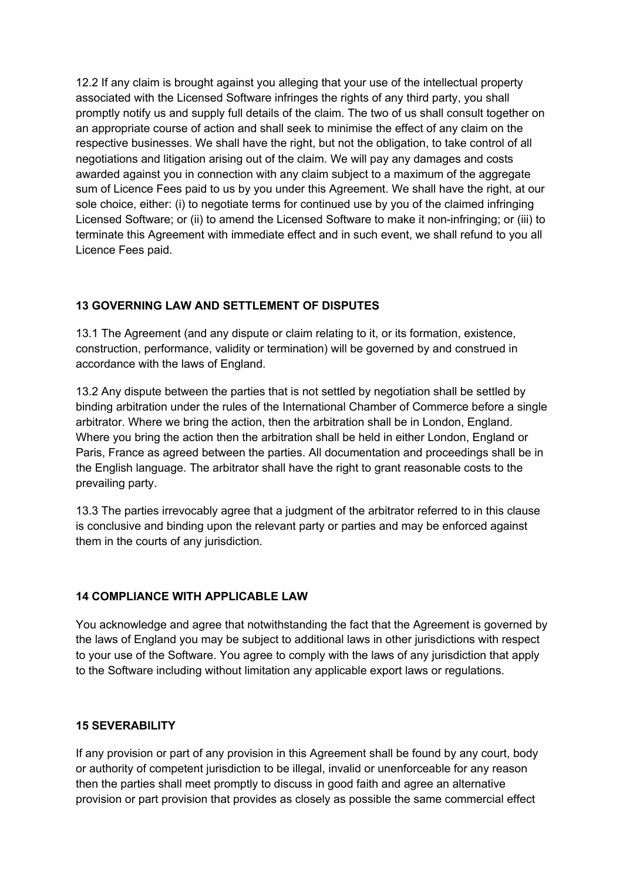12.2 If any claim is brought against you alleging that your use of the intellectual property associated with the Licensed Software infringes the rights of any third party, you shall promptly notify us and supply full details of the claim. The two of us shall consult together on an appropriate course of action and shall seek to minimise the effect of any claim on the respective businesses. We shall have the right, but not the obligation, to take control of all negotiations and litigation arising out of the claim. We will pay any damages and costs awarded against you in connection with any claim subject to a maximum of the aggregate sum of Licence Fees paid to us by you under this Agreement. We shall have the right, at our sole choice, either: (i) to negotiate terms for continued use by you of the claimed infringing Licensed Software; or (ii) to amend the Licensed Software to make it non-infringing; or (iii) to terminate this Agreement with immediate effect and in such event, we shall refund to you all Licence Fees paid.

**13 GOVERNING LAW AND SETTLEMENT OF DISPUTES**

13.1 The Agreement (and any dispute or claim relating to it, or its formation, existence, construction, performance, validity or termination) will be governed by and construed in accordance with the laws of England.

13.2 Any dispute between the parties that is not settled by negotiation shall be settled by binding arbitration under the rules of the International Chamber of Commerce before a single arbitrator. Where we bring the action, then the arbitration shall be in London, England. Where you bring the action then the arbitration shall be held in either London, England or Paris, France as agreed between the parties. All documentation and proceedings shall be in the English language. The arbitrator shall have the right to grant reasonable costs to the prevailing party.

13.3 The parties irrevocably agree that a judgment of the arbitrator referred to in this clause is conclusive and binding upon the relevant party or parties and may be enforced against them in the courts of any jurisdiction.

**14 COMPLIANCE WITH APPLICABLE LAW**

You acknowledge and agree that notwithstanding the fact that the Agreement is governed by the laws of England you may be subject to additional laws in other jurisdictions with respect to your use of the Software. You agree to comply with the laws of any jurisdiction that apply to the Software including without limitation any applicable export laws or regulations.

**15 SEVERABILITY**

If any provision or part of any provision in this Agreement shall be found by any court, body or authority of competent jurisdiction to be illegal, invalid or unenforceable for any reason then the parties shall meet promptly to discuss in good faith and agree an alternative provision or part provision that provides as closely as possible the same commercial effect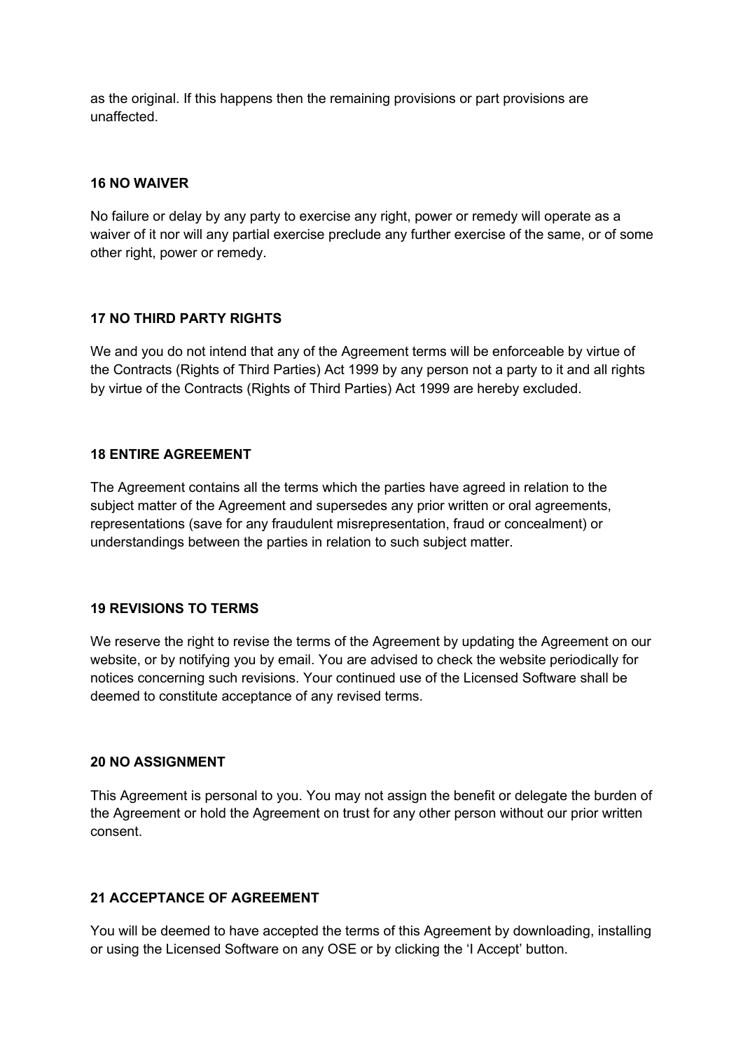as the original. If this happens then the remaining provisions or part provisions are unaffected.

**16 NO WAIVER**

No failure or delay by any party to exercise any right, power or remedy will operate as a waiver of it nor will any partial exercise preclude any further exercise of the same, or of some other right, power or remedy.

**17 NO THIRD PARTY RIGHTS**

We and you do not intend that any of the Agreement terms will be enforceable by virtue of the Contracts (Rights of Third Parties) Act 1999 by any person not a party to it and all rights by virtue of the Contracts (Rights of Third Parties) Act 1999 are hereby excluded.

**18 ENTIRE AGREEMENT**

The Agreement contains all the terms which the parties have agreed in relation to the subject matter of the Agreement and supersedes any prior written or oral agreements, representations (save for any fraudulent misrepresentation, fraud or concealment) or understandings between the parties in relation to such subject matter.

**19 REVISIONS TO TERMS**

We reserve the right to revise the terms of the Agreement by updating the Agreement on our website, or by notifying you by email. You are advised to check the website periodically for notices concerning such revisions. Your continued use of the Licensed Software shall be deemed to constitute acceptance of any revised terms.

**20 NO ASSIGNMENT**

This Agreement is personal to you. You may not assign the benefit or delegate the burden of the Agreement or hold the Agreement on trust for any other person without our prior written consent.

**21 ACCEPTANCE OF AGREEMENT**

You will be deemed to have accepted the terms of this Agreement by downloading, installing or using the Licensed Software on any OSE or by clicking the ‘I Accept’ button.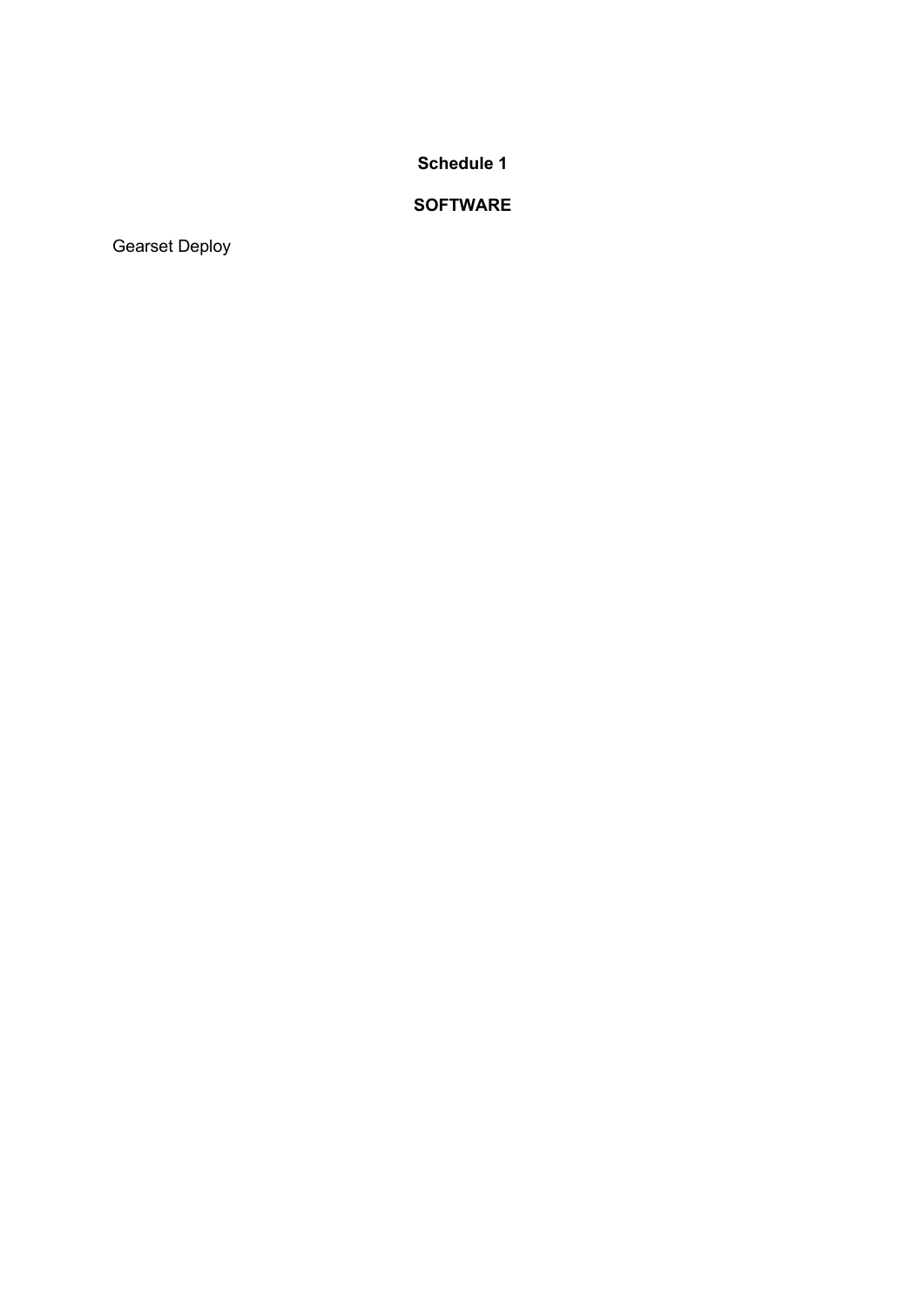## Schedule 1

## SOFTWARE

Gearset Deploy